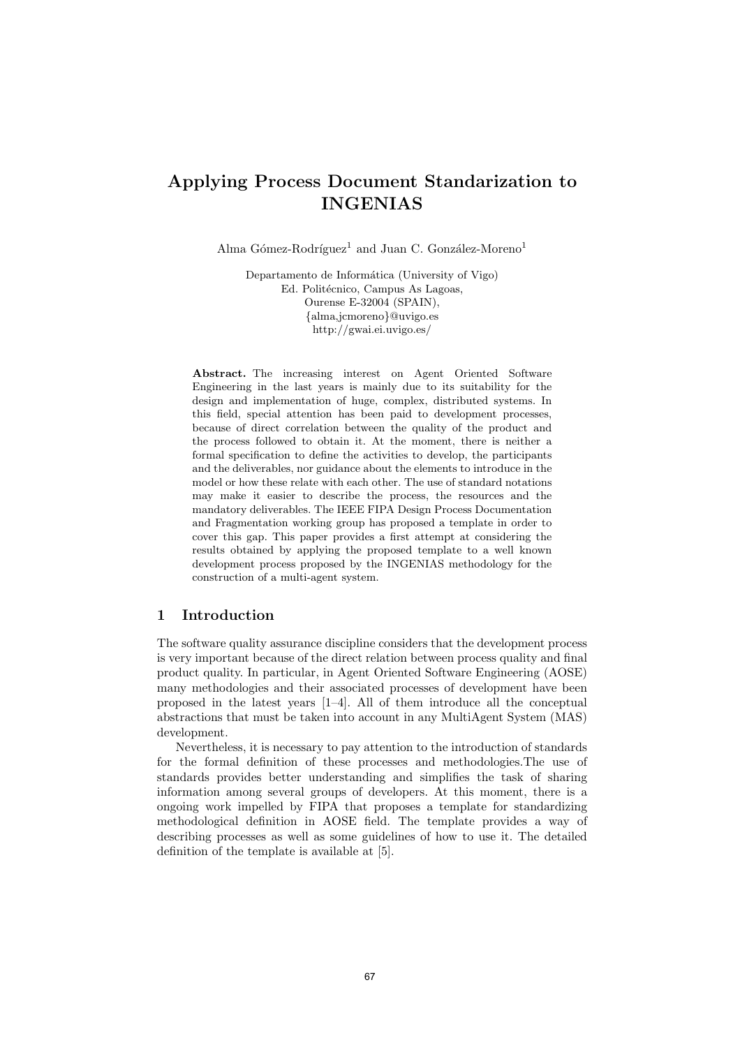# Applying Process Document Standarization to INGENIAS

Alma Gómez-Rodríguez[1] and Juan C. González-Moreno[1]

Departamento de Informática (University of Vigo)
Ed. Politécnico, Campus As Lagoas,
Ourense E-32004 (SPAIN),
{alma,jcmoreno}@uvigo.es
http://gwai.ei.uvigo.es/

**Abstract.** The increasing interest on Agent Oriented Software Engineering in the last years is mainly due to its suitability for the design and implementation of huge, complex, distributed systems. In this field, special attention has been paid to development processes, because of direct correlation between the quality of the product and the process followed to obtain it. At the moment, there is neither a formal specification to define the activities to develop, the participants and the deliverables, nor guidance about the elements to introduce in the model or how these relate with each other. The use of standard notations may make it easier to describe the process, the resources and the mandatory deliverables. The IEEE FIPA Design Process Documentation and Fragmentation working group has proposed a template in order to cover this gap. This paper provides a first attempt at considering the results obtained by applying the proposed template to a well known development process proposed by the INGENIAS methodology for the construction of a multi-agent system.

## 1 Introduction

The software quality assurance discipline considers that the development process is very important because of the direct relation between process quality and final product quality. In particular, in Agent Oriented Software Engineering (AOSE) many methodologies and their associated processes of development have been proposed in the latest years [1–4]. All of them introduce all the conceptual abstractions that must be taken into account in any MultiAgent System (MAS) development.

Nevertheless, it is necessary to pay attention to the introduction of standards for the formal definition of these processes and methodologies.The use of standards provides better understanding and simplifies the task of sharing information among several groups of developers. At this moment, there is a ongoing work impelled by FIPA that proposes a template for standardizing methodological definition in AOSE field. The template provides a way of describing processes as well as some guidelines of how to use it. The detailed definition of the template is available at [5].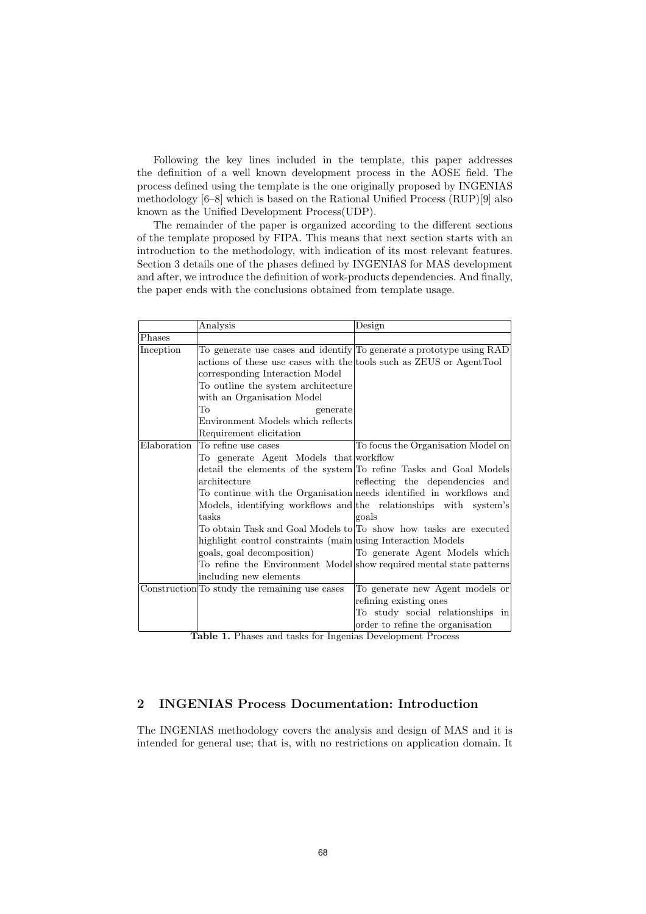Following the key lines included in the template, this paper addresses the definition of a well known development process in the AOSE field. The process defined using the template is the one originally proposed by INGENIAS methodology [6–8] which is based on the Rational Unified Process (RUP)[9] also known as the Unified Development Process(UDP).

The remainder of the paper is organized according to the different sections of the template proposed by FIPA. This means that next section starts with an introduction to the methodology, with indication of its most relevant features. Section 3 details one of the phases defined by INGENIAS for MAS development and after, we introduce the definition of work-products dependencies. And finally, the paper ends with the conclusions obtained from template usage.

| | Analysis | Design |
|---|---|---|
| Phases | | |
| Inception | To generate use cases and identify actions of these use cases with the corresponding Interaction Model<br>To outline the system architecture with an Organisation Model<br>To generate Environment Models which reflects Requirement elicitation | To generate a prototype using RAD tools such as ZEUS or AgentTool |
| Elaboration | To refine use cases<br>To generate Agent Models that detail the elements of the system architecture<br>To continue with the Organisation Models, identifying workflows and tasks<br>To obtain Task and Goal Models to highlight control constraints (main goals, goal decomposition)<br>To refine the Environment Model including new elements | To focus the Organisation Model on workflow<br>To refine Tasks and Goal Models reflecting the dependencies and needs identified in workflows and the relationships with system's goals<br>To show how tasks are executed using Interaction Models<br>To generate Agent Models which show required mental state patterns |
| Construction | To study the remaining use cases | To generate new Agent models or refining existing ones<br>To study social relationships in order to refine the organisation |

**Table 1.** Phases and tasks for Ingenias Development Process

## 2 INGENIAS Process Documentation: Introduction

The INGENIAS methodology covers the analysis and design of MAS and it is intended for general use; that is, with no restrictions on application domain. It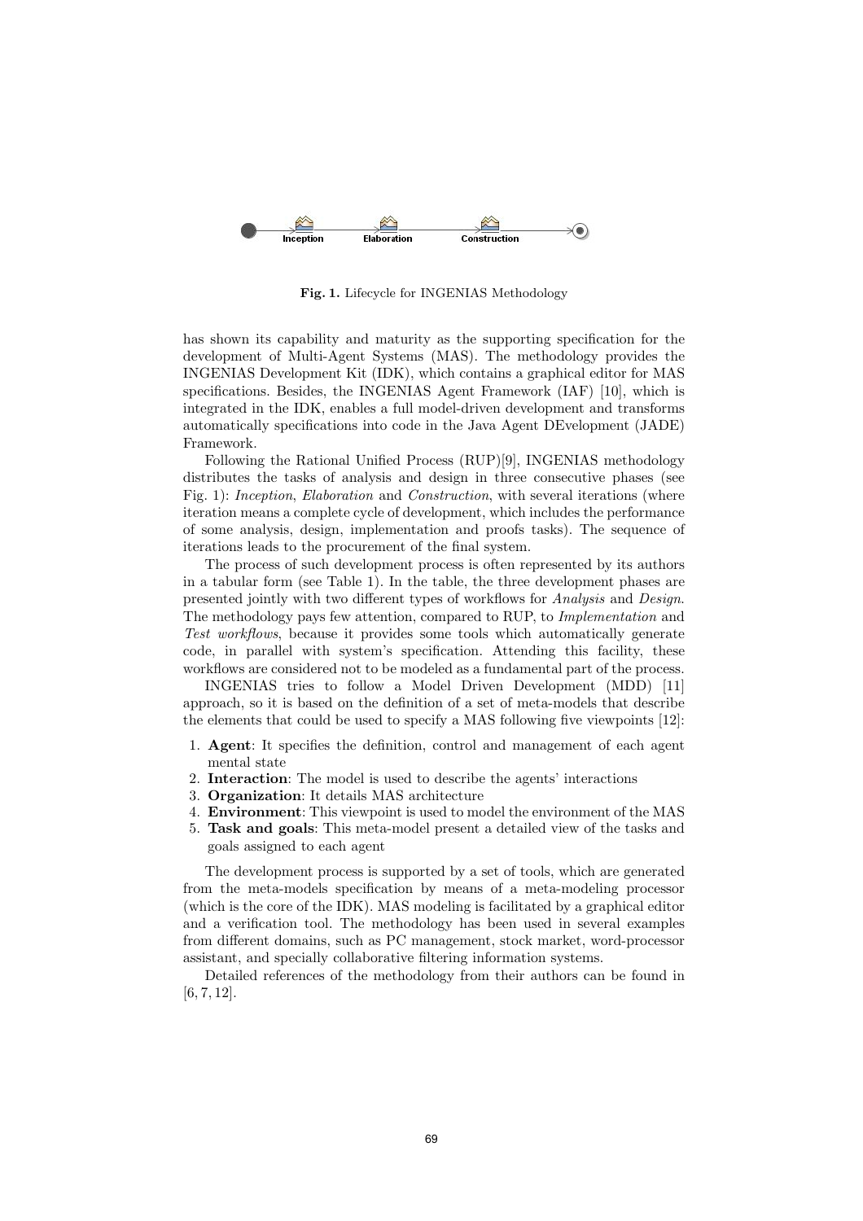Fig. 1. Lifecycle for INGENIAS Methodology

has shown its capability and maturity as the supporting specification for the development of Multi-Agent Systems (MAS). The methodology provides the INGENIAS Development Kit (IDK), which contains a graphical editor for MAS specifications. Besides, the INGENIAS Agent Framework (IAF) [10], which is integrated in the IDK, enables a full model-driven development and transforms automatically specifications into code in the Java Agent DEvelopment (JADE) Framework.

Following the Rational Unified Process (RUP)[9], INGENIAS methodology distributes the tasks of analysis and design in three consecutive phases (see Fig. 1): *Inception*, *Elaboration* and *Construction*, with several iterations (where iteration means a complete cycle of development, which includes the performance of some analysis, design, implementation and proofs tasks). The sequence of iterations leads to the procurement of the final system.

The process of such development process is often represented by its authors in a tabular form (see Table 1). In the table, the three development phases are presented jointly with two different types of workflows for *Analysis* and *Design*. The methodology pays few attention, compared to RUP, to *Implementation* and *Test workflows*, because it provides some tools which automatically generate code, in parallel with system's specification. Attending this facility, these workflows are considered not to be modeled as a fundamental part of the process.

INGENIAS tries to follow a Model Driven Development (MDD) [11] approach, so it is based on the definition of a set of meta-models that describe the elements that could be used to specify a MAS following five viewpoints [12]:

1. **Agent**: It specifies the definition, control and management of each agent mental state
2. **Interaction**: The model is used to describe the agents' interactions
3. **Organization**: It details MAS architecture
4. **Environment**: This viewpoint is used to model the environment of the MAS
5. **Task and goals**: This meta-model present a detailed view of the tasks and goals assigned to each agent

The development process is supported by a set of tools, which are generated from the meta-models specification by means of a meta-modeling processor (which is the core of the IDK). MAS modeling is facilitated by a graphical editor and a verification tool. The methodology has been used in several examples from different domains, such as PC management, stock market, word-processor assistant, and specially collaborative filtering information systems.

Detailed references of the methodology from their authors can be found in [6, 7, 12].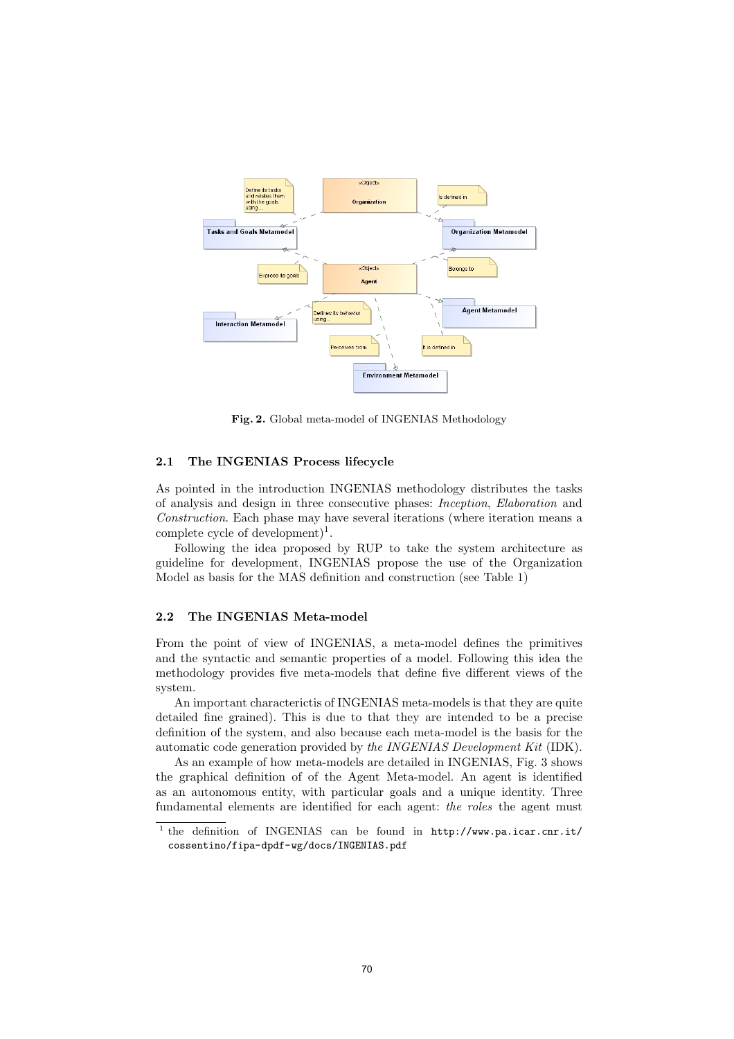Fig. 2. Global meta-model of INGENIAS Methodology

### 2.1 The INGENIAS Process lifecycle

As pointed in the introduction INGENIAS methodology distributes the tasks of analysis and design in three consecutive phases: *Inception*, *Elaboration* and *Construction*. Each phase may have several iterations (where iteration means a complete cycle of development)[1].

Following the idea proposed by RUP to take the system architecture as guideline for development, INGENIAS propose the use of the Organization Model as basis for the MAS definition and construction (see Table 1)

### 2.2 The INGENIAS Meta-model

From the point of view of INGENIAS, a meta-model defines the primitives and the syntactic and semantic properties of a model. Following this idea the methodology provides five meta-models that define five different views of the system.

An important charactertis of INGENIAS meta-models is that they are quite detailed fine grained). This is due to that they are intended to be a precise definition of the system, and also because each meta-model is the basis for the automatic code generation provided by *the INGENIAS Development Kit* (IDK).

As an example of how meta-models are detailed in INGENIAS, Fig. 3 shows the graphical definition of of the Agent Meta-model. An agent is identified as an autonomous entity, with particular goals and a unique identity. Three fundamental elements are identified for each agent: *the roles* the agent must

[1] the definition of INGENIAS can be found in `http://www.pa.icar.cnr.it/cossentino/fipa-dpdf-wg/docs/INGENIAS.pdf`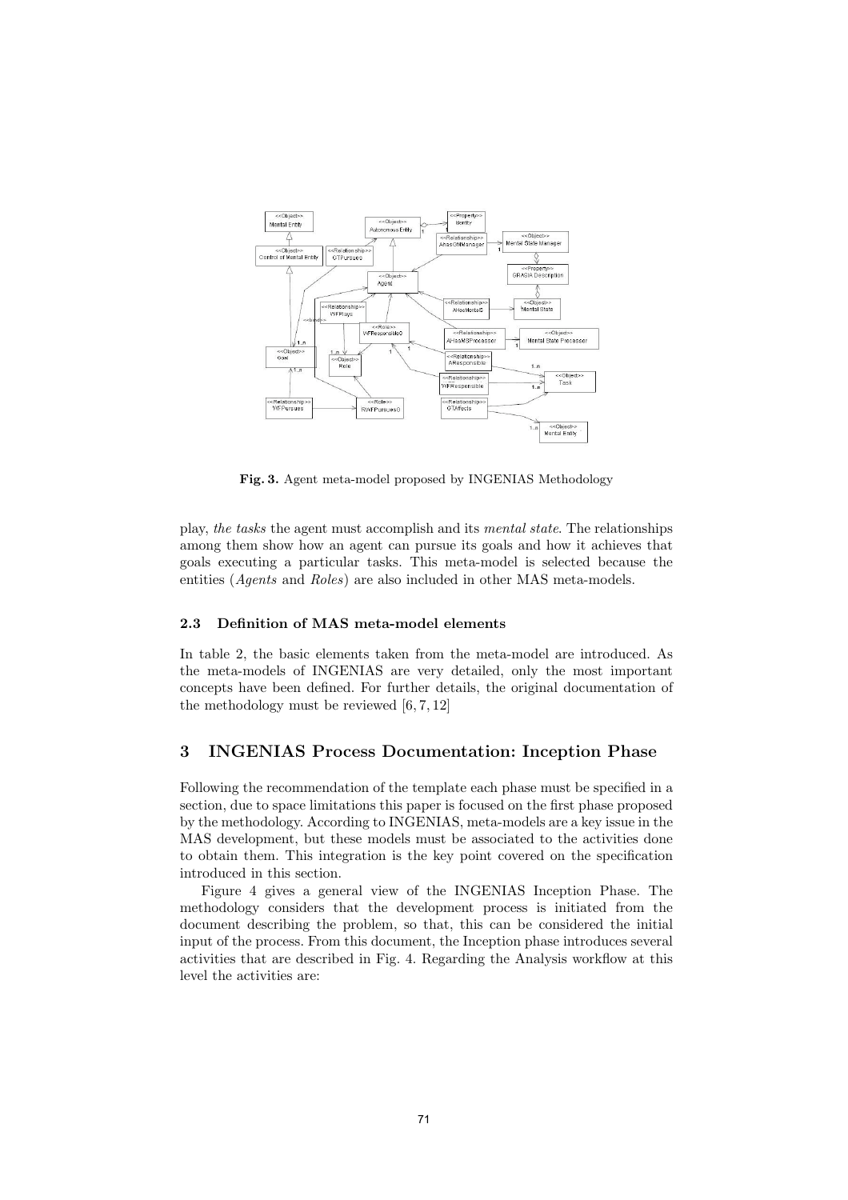Fig. 3. Agent meta-model proposed by INGENIAS Methodology

play, *the tasks* the agent must accomplish and its *mental state*. The relationships among them show how an agent can pursue its goals and how it achieves that goals executing a particular tasks. This meta-model is selected because the entities (*Agents* and *Roles*) are also included in other MAS meta-models.

### 2.3 Definition of MAS meta-model elements

In table 2, the basic elements taken from the meta-model are introduced. As the meta-models of INGENIAS are very detailed, only the most important concepts have been defined. For further details, the original documentation of the methodology must be reviewed [6, 7, 12]

## 3 INGENIAS Process Documentation: Inception Phase

Following the recommendation of the template each phase must be specified in a section, due to space limitations this paper is focused on the first phase proposed by the methodology. According to INGENIAS, meta-models are a key issue in the MAS development, but these models must be associated to the activities done to obtain them. This integration is the key point covered on the specification introduced in this section.

Figure 4 gives a general view of the INGENIAS Inception Phase. The methodology considers that the development process is initiated from the document describing the problem, so that, this can be considered the initial input of the process. From this document, the Inception phase introduces several activities that are described in Fig. 4. Regarding the Analysis workflow at this level the activities are: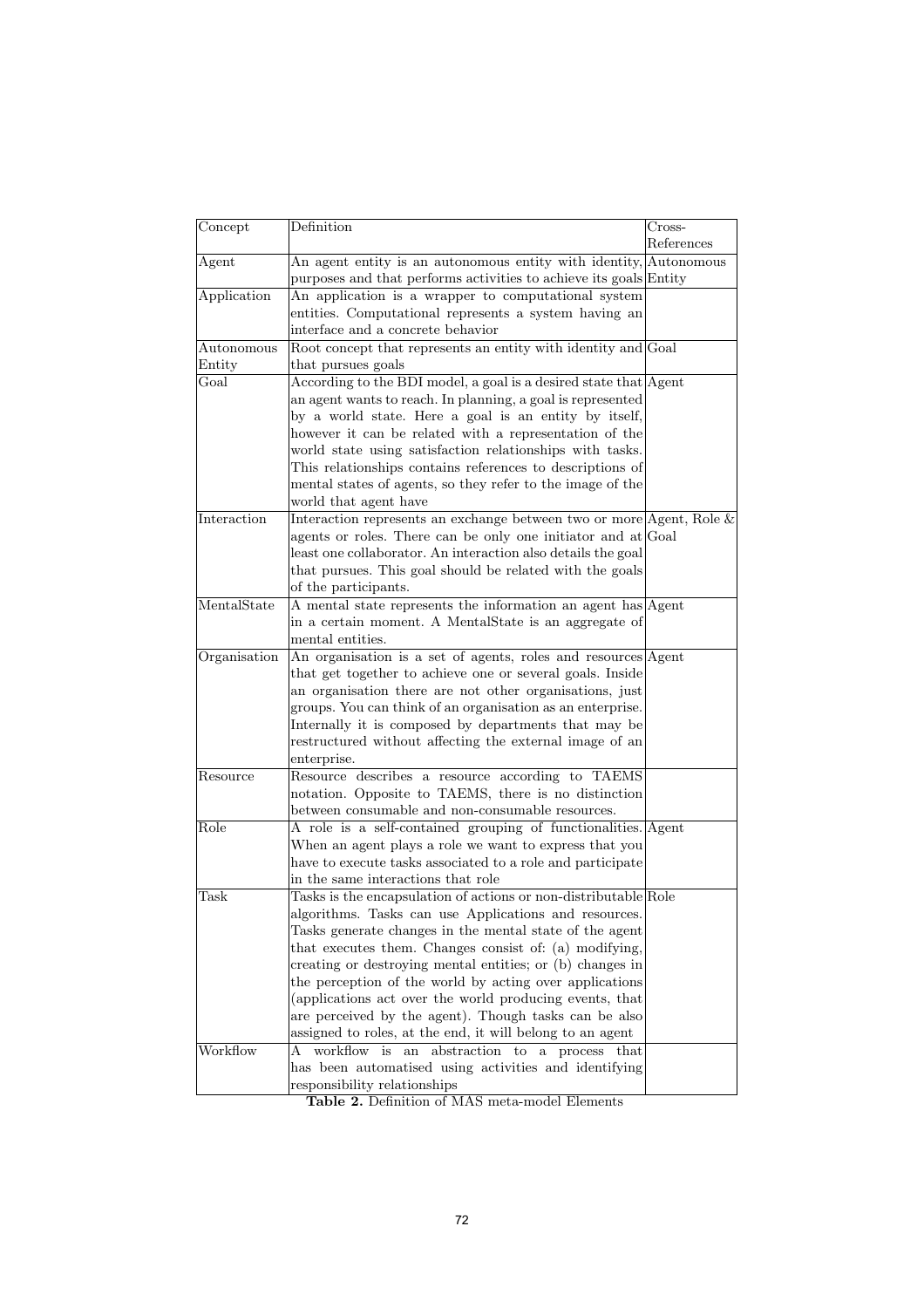| Concept | Definition | Cross-References |
|---|---|---|
| Agent | An agent entity is an autonomous entity with identity, purposes and that performs activities to achieve its goals | Autonomous Entity |
| Application | An application is a wrapper to computational system entities. Computational represents a system having an interface and a concrete behavior | |
| Autonomous Entity | Root concept that represents an entity with identity and that pursues goals | Goal |
| Goal | According to the BDI model, a goal is a desired state that an agent wants to reach. In planning, a goal is represented by a world state. Here a goal is an entity by itself, however it can be related with a representation of the world state using satisfaction relationships with tasks. This relationships contains references to descriptions of mental states of agents, so they refer to the image of the world that agent have | Agent |
| Interaction | Interaction represents an exchange between two or more agents or roles. There can be only one initiator and at least one collaborator. An interaction also details the goal that pursues. This goal should be related with the goals of the participants. | Agent, Role & Goal |
| MentalState | A mental state represents the information an agent has in a certain moment. A MentalState is an aggregate of mental entities. | Agent |
| Organisation | An organisation is a set of agents, roles and resources that get together to achieve one or several goals. Inside an organisation there are not other organisations, just groups. You can think of an organisation as an enterprise. Internally it is composed by departments that may be restructured without affecting the external image of an enterprise. | Agent |
| Resource | Resource describes a resource according to TAEMS notation. Opposite to TAEMS, there is no distinction between consumable and non-consumable resources. | |
| Role | A role is a self-contained grouping of functionalities. When an agent plays a role we want to express that you have to execute tasks associated to a role and participate in the same interactions that role | Agent |
| Task | Tasks is the encapsulation of actions or non-distributable algorithms. Tasks can use Applications and resources. Tasks generate changes in the mental state of the agent that executes them. Changes consist of: (a) modifying, creating or destroying mental entities; or (b) changes in the perception of the world by acting over applications (applications act over the world producing events, that are perceived by the agent). Though tasks can be also assigned to roles, at the end, it will belong to an agent | Role |
| Workflow | A workflow is an abstraction to a process that has been automatised using activities and identifying responsibility relationships | |

**Table 2.** Definition of MAS meta-model Elements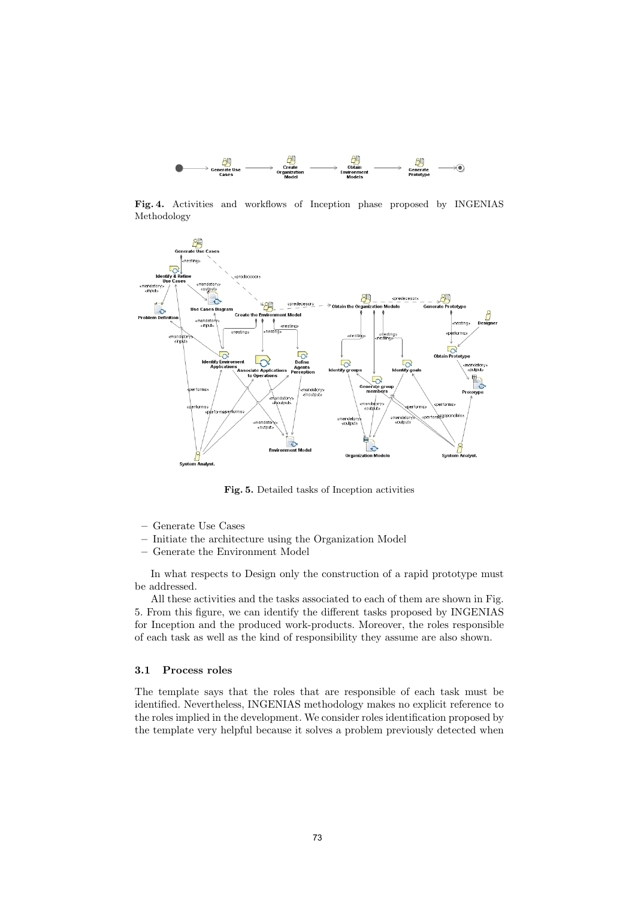**Fig. 4.** Activities and workflows of Inception phase proposed by INGENIAS Methodology

**Fig. 5.** Detailed tasks of Inception activities

- Generate Use Cases
- Initiate the architecture using the Organization Model
- Generate the Environment Model

In what respects to Design only the construction of a rapid prototype must be addressed.

All these activities and the tasks associated to each of them are shown in Fig. 5. From this figure, we can identify the different tasks proposed by INGENIAS for Inception and the produced work-products. Moreover, the roles responsible of each task as well as the kind of responsibility they assume are also shown.

### 3.1 Process roles

The template says that the roles that are responsible of each task must be identified. Nevertheless, INGENIAS methodology makes no explicit reference to the roles implied in the development. We consider roles identification proposed by the template very helpful because it solves a problem previously detected when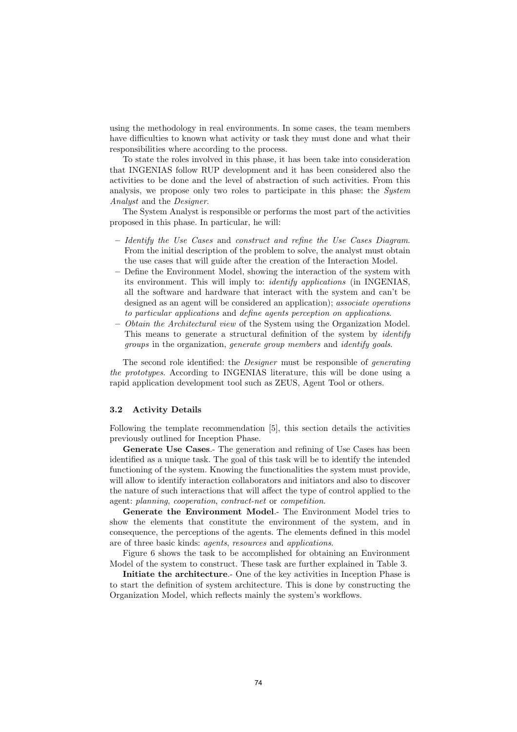using the methodology in real environments. In some cases, the team members have difficulties to known what activity or task they must done and what their responsibilities where according to the process.

To state the roles involved in this phase, it has been take into consideration that INGENIAS follow RUP development and it has been considered also the activities to be done and the level of abstraction of such activities. From this analysis, we propose only two roles to participate in this phase: the *System Analyst* and the *Designer*.

The System Analyst is responsible or performs the most part of the activities proposed in this phase. In particular, he will:

- *Identify the Use Cases* and *construct and refine the Use Cases Diagram*. From the initial description of the problem to solve, the analyst must obtain the use cases that will guide after the creation of the Interaction Model.
- Define the Environment Model, showing the interaction of the system with its environment. This will imply to: *identify applications* (in INGENIAS, all the software and hardware that interact with the system and can't be designed as an agent will be considered an application); *associate operations to particular applications* and *define agents perception on applications*.
- *Obtain the Architectural view* of the System using the Organization Model. This means to generate a structural definition of the system by *identify groups* in the organization, *generate group members* and *identify goals*.

The second role identified: the *Designer* must be responsible of *generating the prototypes*. According to INGENIAS literature, this will be done using a rapid application development tool such as ZEUS, Agent Tool or others.

### 3.2 Activity Details

Following the template recommendation [5], this section details the activities previously outlined for Inception Phase.

**Generate Use Cases**.- The generation and refining of Use Cases has been identified as a unique task. The goal of this task will be to identify the intended functioning of the system. Knowing the functionalities the system must provide, will allow to identify interaction collaborators and initiators and also to discover the nature of such interactions that will affect the type of control applied to the agent: *planning*, *cooperation*, *contract-net* or *competition*.

**Generate the Environment Model**.- The Environment Model tries to show the elements that constitute the environment of the system, and in consequence, the perceptions of the agents. The elements defined in this model are of three basic kinds: *agents*, *resources* and *applications*.

Figure 6 shows the task to be accomplished for obtaining an Environment Model of the system to construct. These task are further explained in Table 3.

**Initiate the architecture**.- One of the key activities in Inception Phase is to start the definition of system architecture. This is done by constructing the Organization Model, which reflects mainly the system's workflows.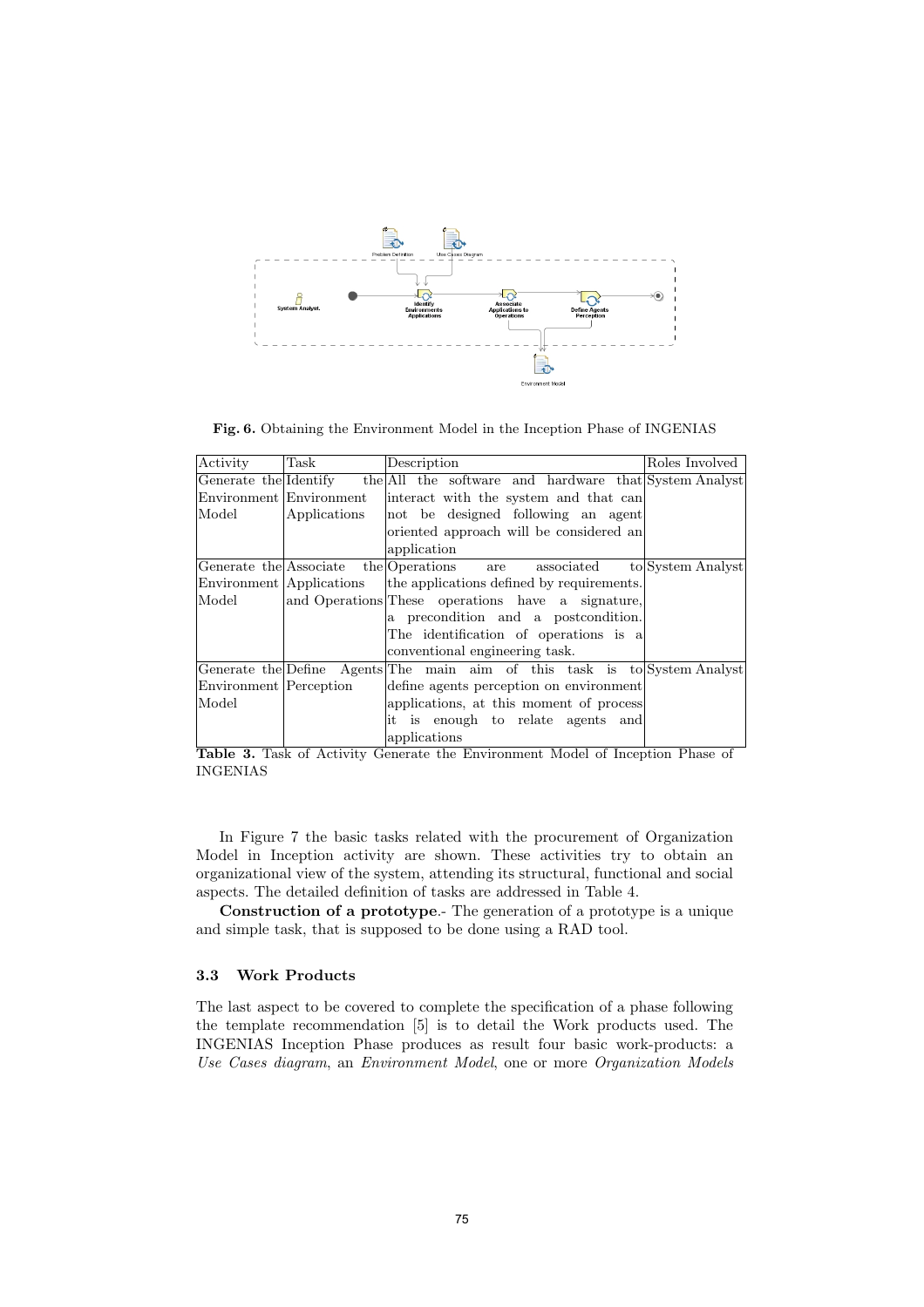Fig. 6. Obtaining the Environment Model in the Inception Phase of INGENIAS

| Activity | Task | Description | Roles Involved |
| --- | --- | --- | --- |
| Generate the Environment Model | Identify the Environment Applications | All the software and hardware that interact with the system and that can not be designed following an agent oriented approach will be considered an application | System Analyst |
| Generate the Environment Model | Associate the Applications and Operations | Operations are associated to the applications defined by requirements. These operations have a signature, a precondition and a postcondition. The identification of operations is a conventional engineering task. | System Analyst |
| Generate the Environment Model | Define Agents Perception | The main aim of this task is to define agents perception on environment applications, at this moment of process it is enough to relate agents and applications | System Analyst |

**Table 3.** Task of Activity Generate the Environment Model of Inception Phase of INGENIAS

In Figure 7 the basic tasks related with the procurement of Organization Model in Inception activity are shown. These activities try to obtain an organizational view of the system, attending its structural, functional and social aspects. The detailed definition of tasks are addressed in Table 4.

**Construction of a prototype**.- The generation of a prototype is a unique and simple task, that is supposed to be done using a RAD tool.

### 3.3 Work Products

The last aspect to be covered to complete the specification of a phase following the template recommendation [5] is to detail the Work products used. The INGENIAS Inception Phase produces as result four basic work-products: a *Use Cases diagram*, an *Environment Model*, one or more *Organization Models*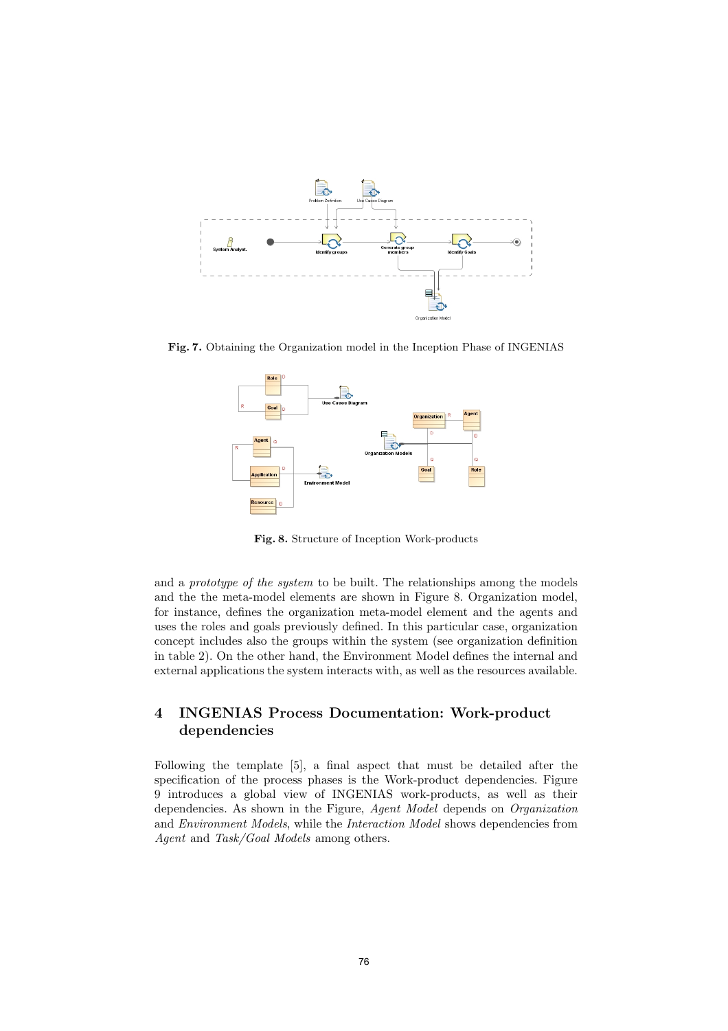**Fig. 7.** Obtaining the Organization model in the Inception Phase of INGENIAS

**Fig. 8.** Structure of Inception Work-products

and a *prototype of the system* to be built. The relationships among the models and the the meta-model elements are shown in Figure 8. Organization model, for instance, defines the organization meta-model element and the agents and uses the roles and goals previously defined. In this particular case, organization concept includes also the groups within the system (see organization definition in table 2). On the other hand, the Environment Model defines the internal and external applications the system interacts with, as well as the resources available.

## 4 INGENIAS Process Documentation: Work-product dependencies

Following the template [5], a final aspect that must be detailed after the specification of the process phases is the Work-product dependencies. Figure 9 introduces a global view of INGENIAS work-products, as well as their dependencies. As shown in the Figure, *Agent Model* depends on *Organization* and *Environment Models*, while the *Interaction Model* shows dependencies from *Agent* and *Task/Goal Models* among others.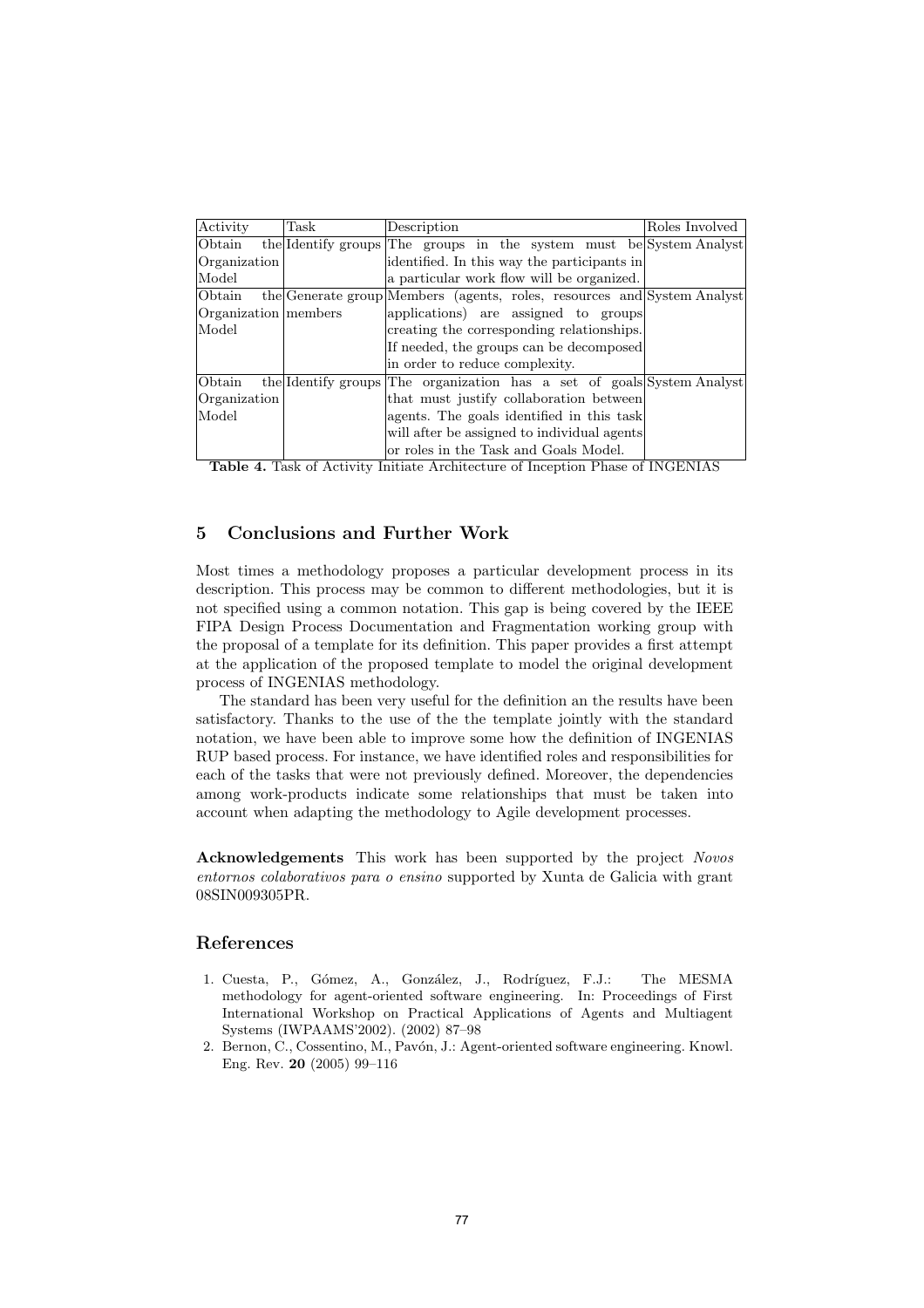| Activity | Task | Description | Roles Involved |
| --- | --- | --- | --- |
| Obtain the Organization Model | Identify groups | The groups in the system must be identified. In this way the participants in a particular work flow will be organized. | System Analyst |
| Obtain the Organization Model | Generate group members | Members (agents, roles, resources and applications) are assigned to groups creating the corresponding relationships. If needed, the groups can be decomposed in order to reduce complexity. | System Analyst |
| Obtain the Organization Model | Identify groups | The organization has a set of goals that must justify collaboration between agents. The goals identified in this task will after be assigned to individual agents or roles in the Task and Goals Model. | System Analyst |

**Table 4.** Task of Activity Initiate Architecture of Inception Phase of INGENIAS

## 5 Conclusions and Further Work

Most times a methodology proposes a particular development process in its description. This process may be common to different methodologies, but it is not specified using a common notation. This gap is being covered by the IEEE FIPA Design Process Documentation and Fragmentation working group with the proposal of a template for its definition. This paper provides a first attempt at the application of the proposed template to model the original development process of INGENIAS methodology.

The standard has been very useful for the definition an the results have been satisfactory. Thanks to the use of the the template jointly with the standard notation, we have been able to improve some how the definition of INGENIAS RUP based process. For instance, we have identified roles and responsibilities for each of the tasks that were not previously defined. Moreover, the dependencies among work-products indicate some relationships that must be taken into account when adapting the methodology to Agile development processes.

**Acknowledgements** This work has been supported by the project *Novos entornos colaborativos para o ensino* supported by Xunta de Galicia with grant 08SIN009305PR.

## References

1. Cuesta, P., Gómez, A., González, J., Rodríguez, F.J.: The MESMA methodology for agent-oriented software engineering. In: Proceedings of First International Workshop on Practical Applications of Agents and Multiagent Systems (IWPAAMS'2002). (2002) 87–98
2. Bernon, C., Cossentino, M., Pavón, J.: Agent-oriented software engineering. Knowl. Eng. Rev. **20** (2005) 99–116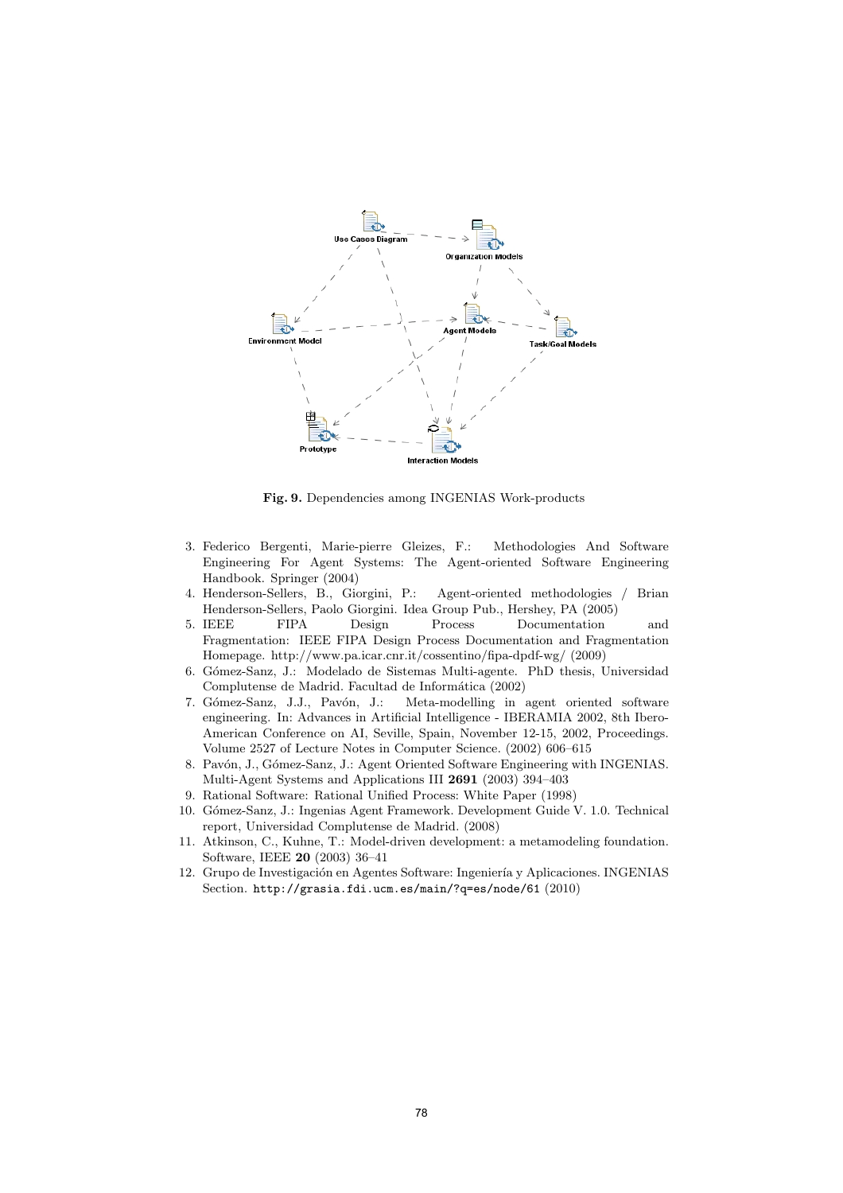Use Cases Diagram

Organization Models

Environment Model

Agent Models

Task/Goal Models

Prototype

Interaction Models

**Fig. 9.** Dependencies among INGENIAS Work-products

3. Federico Bergenti, Marie-pierre Gleizes, F.: Methodologies And Software Engineering For Agent Systems: The Agent-oriented Software Engineering Handbook. Springer (2004)
4. Henderson-Sellers, B., Giorgini, P.: Agent-oriented methodologies / Brian Henderson-Sellers, Paolo Giorgini. Idea Group Pub., Hershey, PA (2005)
5. IEEE FIPA Design Process Documentation and Fragmentation: IEEE FIPA Design Process Documentation and Fragmentation Homepage. http://www.pa.icar.cnr.it/cossentino/fipa-dpdf-wg/ (2009)
6. Gómez-Sanz, J.: Modelado de Sistemas Multi-agente. PhD thesis, Universidad Complutense de Madrid. Facultad de Informática (2002)
7. Gómez-Sanz, J.J., Pavón, J.: Meta-modelling in agent oriented software engineering. In: Advances in Artificial Intelligence - IBERAMIA 2002, 8th Ibero-American Conference on AI, Seville, Spain, November 12-15, 2002, Proceedings. Volume 2527 of Lecture Notes in Computer Science. (2002) 606–615
8. Pavón, J., Gómez-Sanz, J.: Agent Oriented Software Engineering with INGENIAS. Multi-Agent Systems and Applications III **2691** (2003) 394–403
9. Rational Software: Rational Unified Process: White Paper (1998)
10. Gómez-Sanz, J.: Ingenias Agent Framework. Development Guide V. 1.0. Technical report, Universidad Complutense de Madrid. (2008)
11. Atkinson, C., Kuhne, T.: Model-driven development: a metamodeling foundation. Software, IEEE **20** (2003) 36–41
12. Grupo de Investigación en Agentes Software: Ingeniería y Aplicaciones. INGENIAS Section. `http://grasia.fdi.ucm.es/main/?q=es/node/61` (2010)